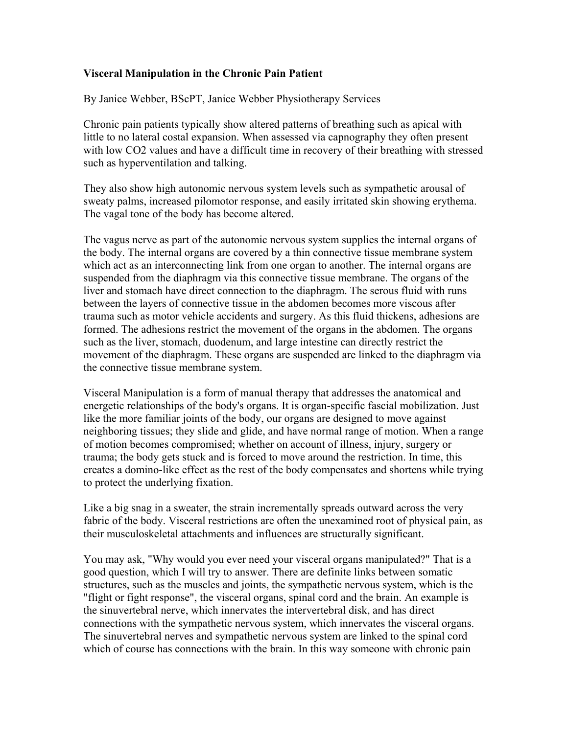**Visceral Manipulation in the Chronic Pain Patient**

By Janice Webber, BScPT, Janice Webber Physiotherapy Services

Chronic pain patients typically show altered patterns of breathing such as apical with little to no lateral costal expansion. When assessed via capnography they often present with low $CO_2$ values and have a difficult time in recovery of their breathing with stressed such as hyperventilation and talking.

They also show high autonomic nervous system levels such as sympathetic arousal of sweaty palms, increased pilomotor response, and easily irritated skin showing erythema. The vagal tone of the body has become altered.

The vagus nerve as part of the autonomic nervous system supplies the internal organs of the body. The internal organs are covered by a thin connective tissue membrane system which act as an interconnecting link from one organ to another. The internal organs are suspended from the diaphragm via this connective tissue membrane. The organs of the liver and stomach have direct connection to the diaphragm. The serous fluid with runs between the layers of connective tissue in the abdomen becomes more viscous after trauma such as motor vehicle accidents and surgery. As this fluid thickens, adhesions are formed. The adhesions restrict the movement of the organs in the abdomen. The organs such as the liver, stomach, duodenum, and large intestine can directly restrict the movement of the diaphragm. These organs are suspended are linked to the diaphragm via the connective tissue membrane system.

Visceral Manipulation is a form of manual therapy that addresses the anatomical and energetic relationships of the body's organs. It is organ-specific fascial mobilization. Just like the more familiar joints of the body, our organs are designed to move against neighboring tissues; they slide and glide, and have normal range of motion. When a range of motion becomes compromised; whether on account of illness, injury, surgery or trauma; the body gets stuck and is forced to move around the restriction. In time, this creates a domino-like effect as the rest of the body compensates and shortens while trying to protect the underlying fixation.

Like a big snag in a sweater, the strain incrementally spreads outward across the very fabric of the body. Visceral restrictions are often the unexamined root of physical pain, as their musculoskeletal attachments and influences are structurally significant.

You may ask, "Why would you ever need your visceral organs manipulated?" That is a good question, which I will try to answer. There are definite links between somatic structures, such as the muscles and joints, the sympathetic nervous system, which is the "flight or fight response", the visceral organs, spinal cord and the brain. An example is the sinuvertebral nerve, which innervates the intervertebral disk, and has direct connections with the sympathetic nervous system, which innervates the visceral organs. The sinuvertebral nerves and sympathetic nervous system are linked to the spinal cord which of course has connections with the brain. In this way someone with chronic pain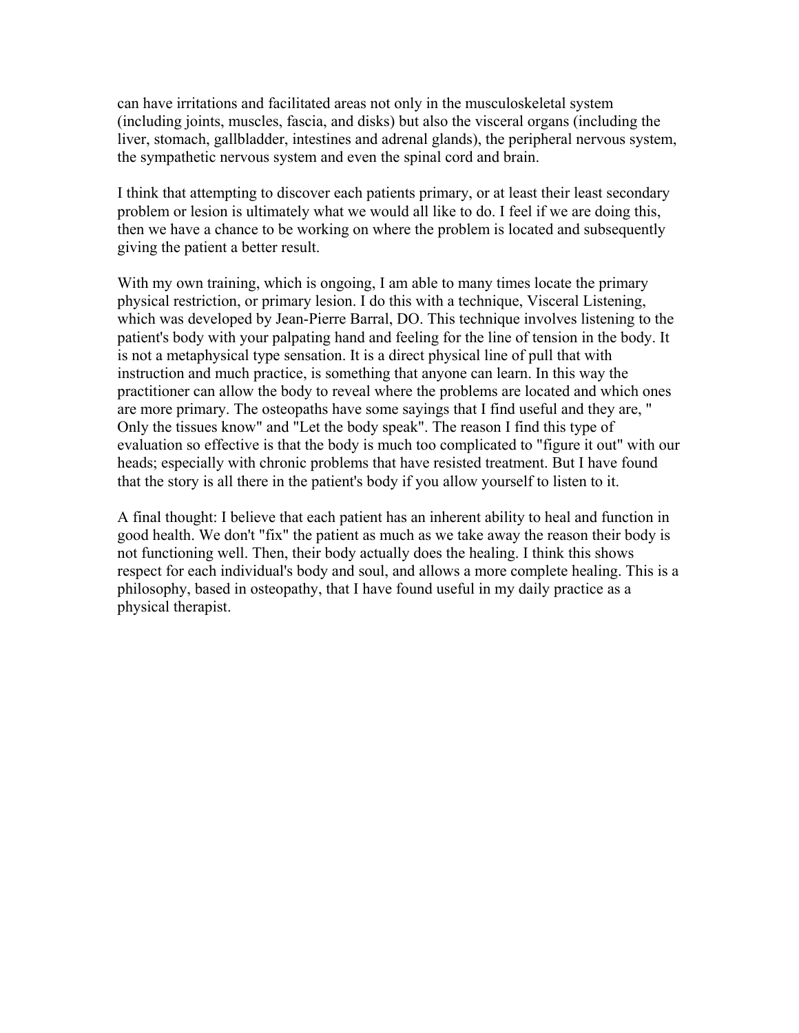can have irritations and facilitated areas not only in the musculoskeletal system (including joints, muscles, fascia, and disks) but also the visceral organs (including the liver, stomach, gallbladder, intestines and adrenal glands), the peripheral nervous system, the sympathetic nervous system and even the spinal cord and brain.

I think that attempting to discover each patients primary, or at least their least secondary problem or lesion is ultimately what we would all like to do. I feel if we are doing this, then we have a chance to be working on where the problem is located and subsequently giving the patient a better result.

With my own training, which is ongoing, I am able to many times locate the primary physical restriction, or primary lesion. I do this with a technique, Visceral Listening, which was developed by Jean-Pierre Barral, DO. This technique involves listening to the patient's body with your palpating hand and feeling for the line of tension in the body. It is not a metaphysical type sensation. It is a direct physical line of pull that with instruction and much practice, is something that anyone can learn. In this way the practitioner can allow the body to reveal where the problems are located and which ones are more primary. The osteopaths have some sayings that I find useful and they are, " Only the tissues know" and "Let the body speak". The reason I find this type of evaluation so effective is that the body is much too complicated to "figure it out" with our heads; especially with chronic problems that have resisted treatment. But I have found that the story is all there in the patient's body if you allow yourself to listen to it.

A final thought: I believe that each patient has an inherent ability to heal and function in good health. We don't "fix" the patient as much as we take away the reason their body is not functioning well. Then, their body actually does the healing. I think this shows respect for each individual's body and soul, and allows a more complete healing. This is a philosophy, based in osteopathy, that I have found useful in my daily practice as a physical therapist.